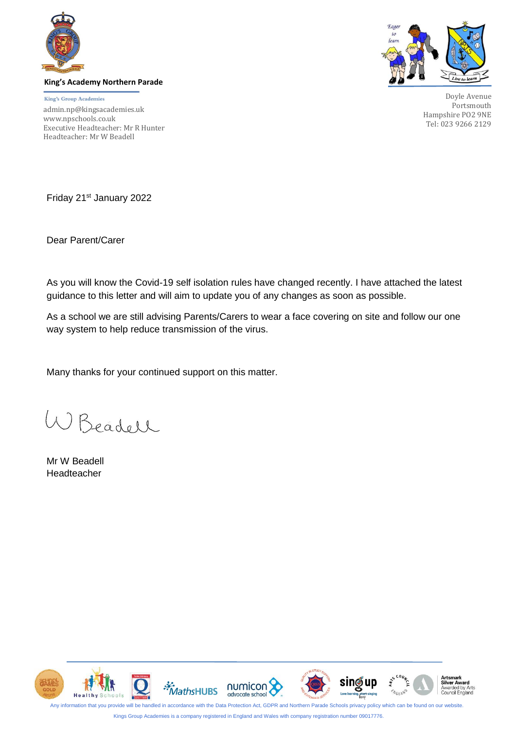**King's Academy Northern Parade**

King's Group Academies
admin.np@kingsacademies.uk
www.npschools.co.uk
Executive Headteacher: Mr R Hunter
Headteacher: Mr W Beadell

Doyle Avenue
Portsmouth
Hampshire PO2 9NE
Tel: 023 9266 2129

Friday 21st January 2022

Dear Parent/Carer

As you will know the Covid-19 self isolation rules have changed recently. I have attached the latest guidance to this letter and will aim to update you of any changes as soon as possible.

As a school we are still advising Parents/Carers to wear a face covering on site and follow our one way system to help reduce transmission of the virus.

Many thanks for your continued support on this matter.

W Beadell

Mr W Beadell
Headteacher

Any information that you provide will be handled in accordance with the Data Protection Act, GDPR and Northern Parade Schools privacy policy which can be found on our website.

Kings Group Academies is a company registered in England and Wales with company registration number 09017776.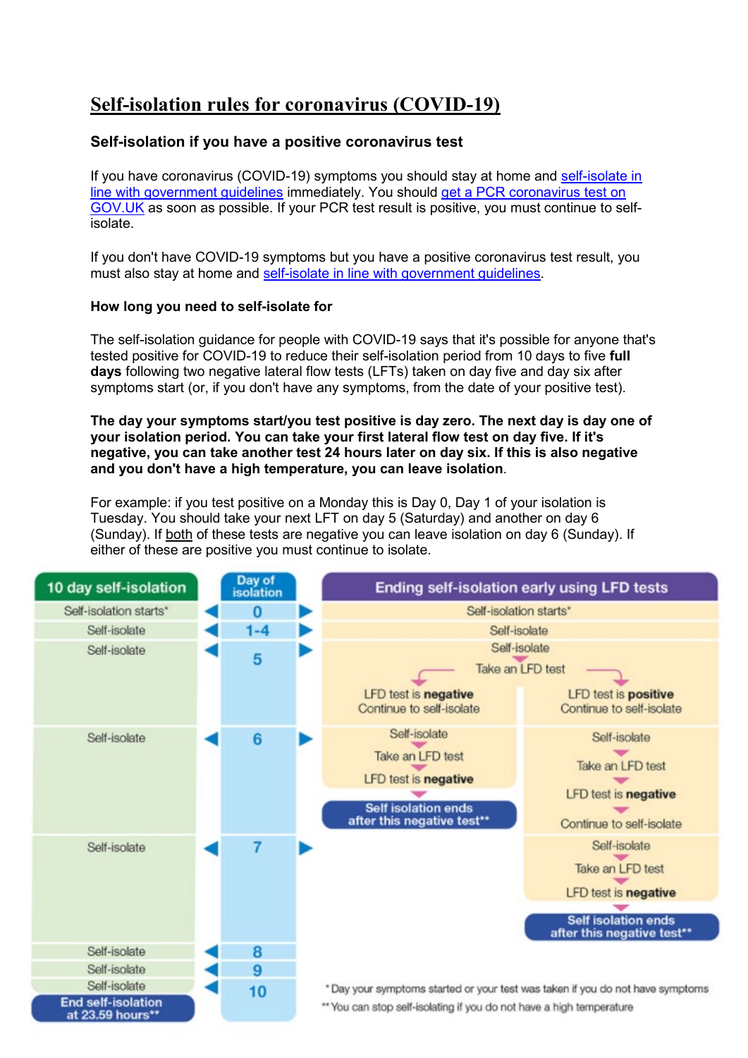# Self-isolation rules for coronavirus (COVID-19)

### Self-isolation if you have a positive coronavirus test

If you have coronavirus (COVID-19) symptoms you should stay at home and self-isolate in line with government guidelines immediately. You should get a PCR coronavirus test on GOV.UK as soon as possible. If your PCR test result is positive, you must continue to self-isolate.

If you don't have COVID-19 symptoms but you have a positive coronavirus test result, you must also stay at home and self-isolate in line with government guidelines.

#### How long you need to self-isolate for

The self-isolation guidance for people with COVID-19 says that it's possible for anyone that's tested positive for COVID-19 to reduce their self-isolation period from 10 days to five **full days** following two negative lateral flow tests (LFTs) taken on day five and day six after symptoms start (or, if you don't have any symptoms, from the date of your positive test).

**The day your symptoms start/you test positive is day zero. The next day is day one of your isolation period. You can take your first lateral flow test on day five. If it's negative, you can take another test 24 hours later on day six. If this is also negative and you don't have a high temperature, you can leave isolation**.

For example: if you test positive on a Monday this is Day 0, Day 1 of your isolation is Tuesday. You should take your next LFT on day 5 (Saturday) and another on day 6 (Sunday). If both of these tests are negative you can leave isolation on day 6 (Sunday). If either of these are positive you must continue to isolate.

**10 day self-isolation**

Self-isolation starts*
Self-isolate
Self-isolate
Self-isolate
Self-isolate
Self-isolate
Self-isolate
Self-isolate
End self-isolation at 23.59 hours**

**Day of isolation**

0
1-4
5
6
7
8
9
10

**Ending self-isolation early using LFD tests**

Self-isolation starts*
Self-isolate
Self-isolate
Take an LFD test
LFD test is **negative** Continue to self-isolate
LFD test is **positive** Continue to self-isolate
Self-isolate
Take an LFD test
LFD test is **negative**
Self isolation ends after this negative test**
Self-isolate
Take an LFD test
LFD test is **negative**
Continue to self-isolate
Self-isolate
Take an LFD test
LFD test is **negative**
Self isolation ends after this negative test**

* Day your symptoms started or your test was taken if you do not have symptoms
** You can stop self-isolating if you do not have a high temperature